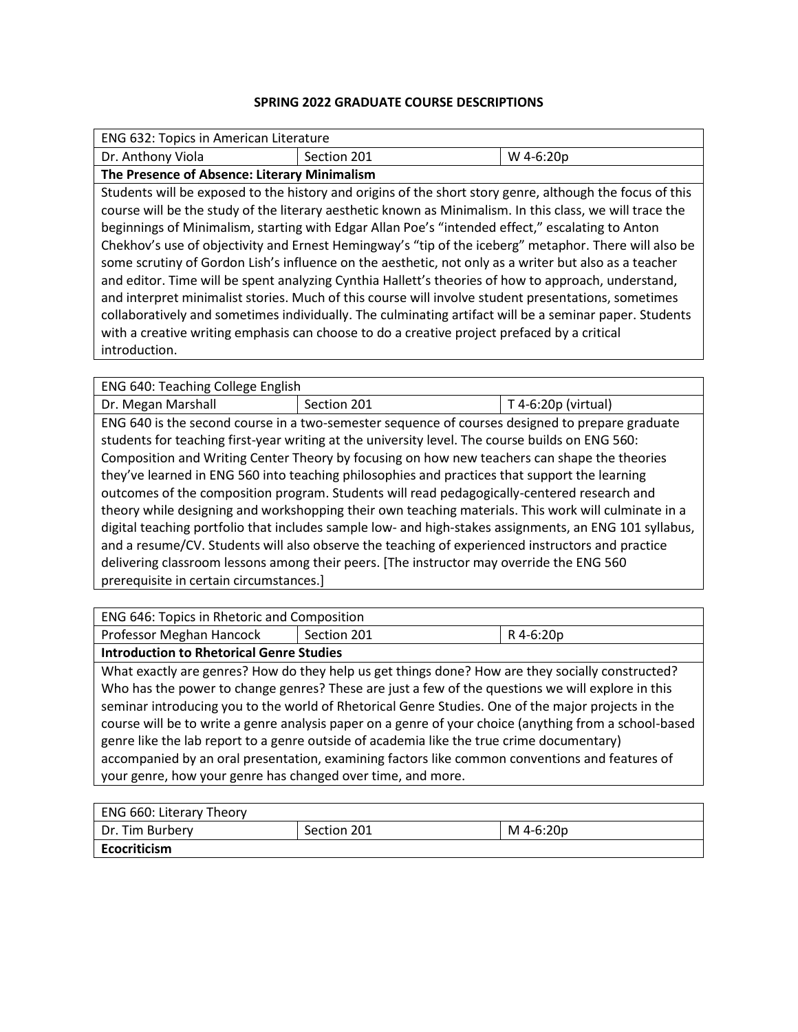# SPRING 2022 GRADUATE COURSE DESCRIPTIONS

| ENG 632: Topics in American Literature | | |
|---|---|---|
| Dr. Anthony Viola | Section 201 | W 4-6:20p |
| **The Presence of Absence: Literary Minimalism** | | |

Students will be exposed to the history and origins of the short story genre, although the focus of this course will be the study of the literary aesthetic known as Minimalism. In this class, we will trace the beginnings of Minimalism, starting with Edgar Allan Poe's "intended effect," escalating to Anton Chekhov's use of objectivity and Ernest Hemingway's "tip of the iceberg" metaphor. There will also be some scrutiny of Gordon Lish's influence on the aesthetic, not only as a writer but also as a teacher and editor. Time will be spent analyzing Cynthia Hallett's theories of how to approach, understand, and interpret minimalist stories. Much of this course will involve student presentations, sometimes collaboratively and sometimes individually. The culminating artifact will be a seminar paper. Students with a creative writing emphasis can choose to do a creative project prefaced by a critical introduction.

| ENG 640: Teaching College English | | |
|---|---|---|
| Dr. Megan Marshall | Section 201 | T 4-6:20p (virtual) |

ENG 640 is the second course in a two-semester sequence of courses designed to prepare graduate students for teaching first-year writing at the university level. The course builds on ENG 560: Composition and Writing Center Theory by focusing on how new teachers can shape the theories they've learned in ENG 560 into teaching philosophies and practices that support the learning outcomes of the composition program. Students will read pedagogically-centered research and theory while designing and workshopping their own teaching materials. This work will culminate in a digital teaching portfolio that includes sample low- and high-stakes assignments, an ENG 101 syllabus, and a resume/CV. Students will also observe the teaching of experienced instructors and practice delivering classroom lessons among their peers. [The instructor may override the ENG 560 prerequisite in certain circumstances.]

| ENG 646: Topics in Rhetoric and Composition | | |
|---|---|---|
| Professor Meghan Hancock | Section 201 | R 4-6:20p |
| **Introduction to Rhetorical Genre Studies** | | |

What exactly are genres? How do they help us get things done? How are they socially constructed? Who has the power to change genres? These are just a few of the questions we will explore in this seminar introducing you to the world of Rhetorical Genre Studies. One of the major projects in the course will be to write a genre analysis paper on a genre of your choice (anything from a school-based genre like the lab report to a genre outside of academia like the true crime documentary) accompanied by an oral presentation, examining factors like common conventions and features of your genre, how your genre has changed over time, and more.

| ENG 660: Literary Theory | | |
|---|---|---|
| Dr. Tim Burbery | Section 201 | M 4-6:20p |
| **Ecocriticism** | | |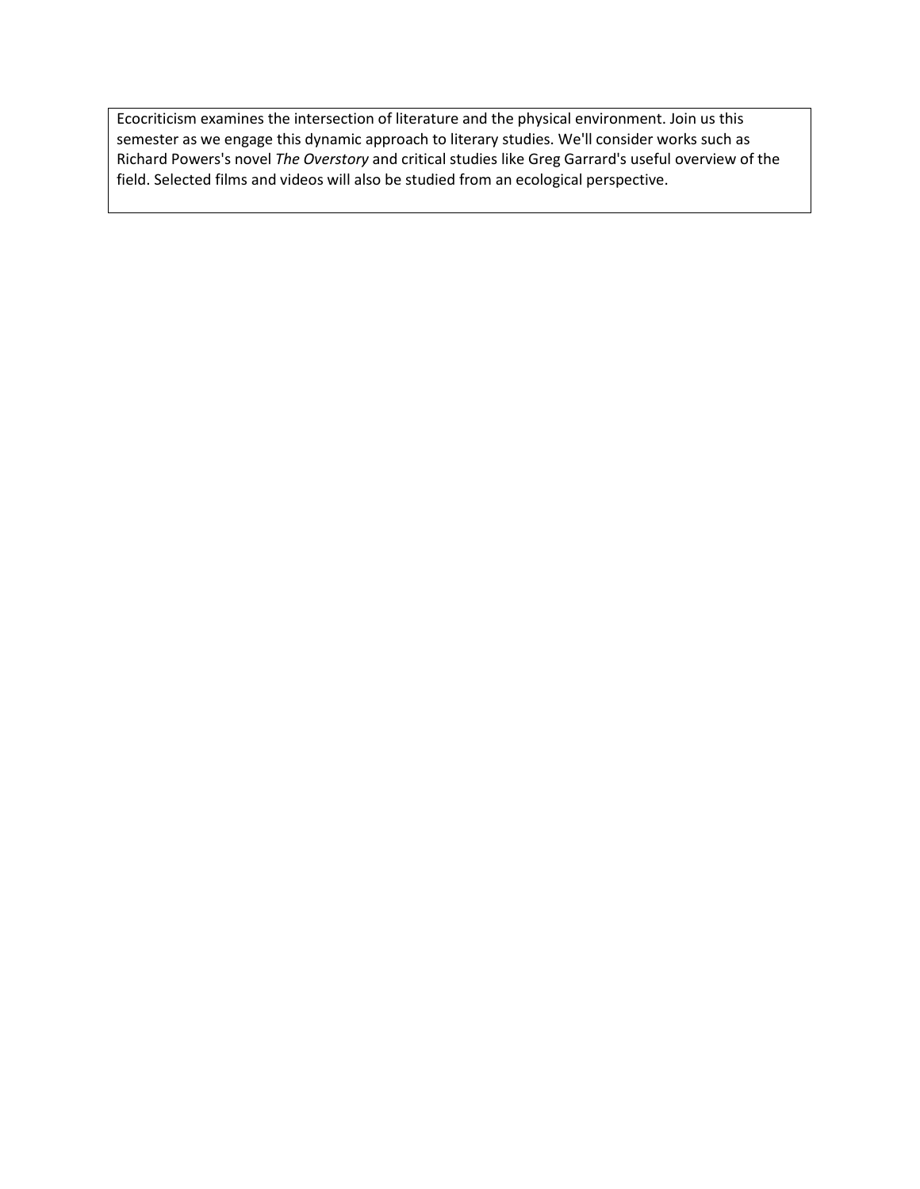Ecocriticism examines the intersection of literature and the physical environment. Join us this semester as we engage this dynamic approach to literary studies. We'll consider works such as Richard Powers's novel *The Overstory* and critical studies like Greg Garrard's useful overview of the field. Selected films and videos will also be studied from an ecological perspective.